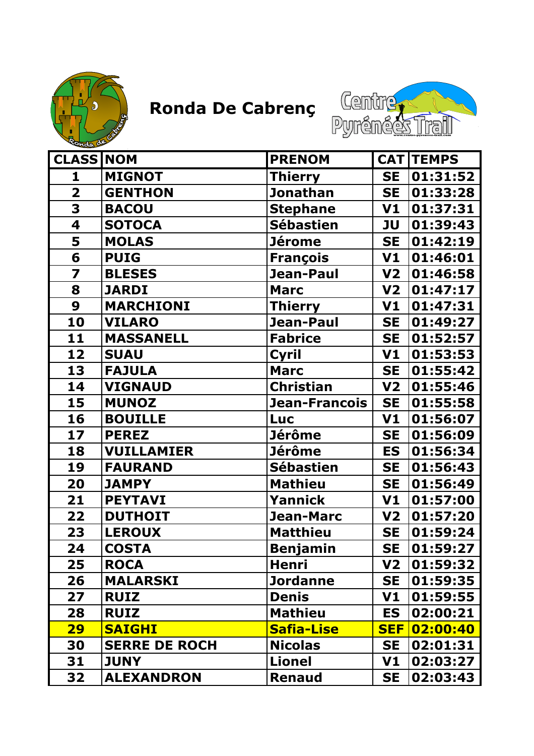# Ronda De Cabrenç

| CLASS | NOM | PRENOM | CAT | TEMPS |
|---|---|---|---|---|
| 1 | MIGNOT | Thierry | SE | 01:31:52 |
| 2 | GENTHON | Jonathan | SE | 01:33:28 |
| 3 | BACOU | Stephane | V1 | 01:37:31 |
| 4 | SOTOCA | Sébastien | JU | 01:39:43 |
| 5 | MOLAS | Jérome | SE | 01:42:19 |
| 6 | PUIG | François | V1 | 01:46:01 |
| 7 | BLESES | Jean-Paul | V2 | 01:46:58 |
| 8 | JARDI | Marc | V2 | 01:47:17 |
| 9 | MARCHIONI | Thierry | V1 | 01:47:31 |
| 10 | VILARO | Jean-Paul | SE | 01:49:27 |
| 11 | MASSANELL | Fabrice | SE | 01:52:57 |
| 12 | SUAU | Cyril | V1 | 01:53:53 |
| 13 | FAJULA | Marc | SE | 01:55:42 |
| 14 | VIGNAUD | Christian | V2 | 01:55:46 |
| 15 | MUNOZ | Jean-Francois | SE | 01:55:58 |
| 16 | BOUILLE | Luc | V1 | 01:56:07 |
| 17 | PEREZ | Jérôme | SE | 01:56:09 |
| 18 | VUILLAMIER | Jérôme | ES | 01:56:34 |
| 19 | FAURAND | Sébastien | SE | 01:56:43 |
| 20 | JAMPY | Mathieu | SE | 01:56:49 |
| 21 | PEYTAVI | Yannick | V1 | 01:57:00 |
| 22 | DUTHOIT | Jean-Marc | V2 | 01:57:20 |
| 23 | LEROUX | Matthieu | SE | 01:59:24 |
| 24 | COSTA | Benjamin | SE | 01:59:27 |
| 25 | ROCA | Henri | V2 | 01:59:32 |
| 26 | MALARSKI | Jordanne | SE | 01:59:35 |
| 27 | RUIZ | Denis | V1 | 01:59:55 |
| 28 | RUIZ | Mathieu | ES | 02:00:21 |
| 29 | SAIGHI | Safia-Lise | SEF | 02:00:40 |
| 30 | SERRE DE ROCH | Nicolas | SE | 02:01:31 |
| 31 | JUNY | Lionel | V1 | 02:03:27 |
| 32 | ALEXANDRON | Renaud | SE | 02:03:43 |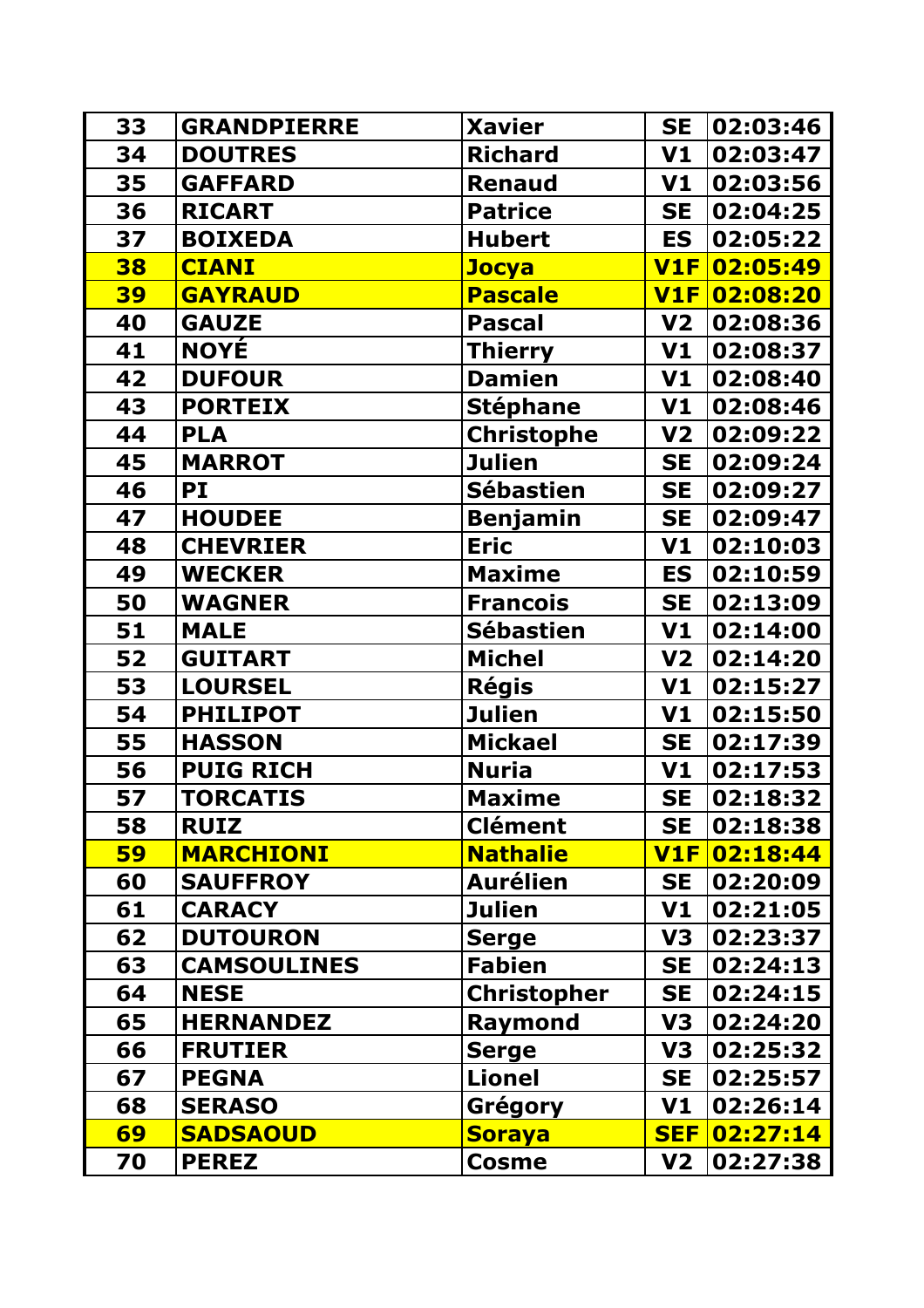| 33 | GRANDPIERRE | Xavier | SE | 02:03:46 |
|---|---|---|---|---|
| 34 | DOUTRES | Richard | V1 | 02:03:47 |
| 35 | GAFFARD | Renaud | V1 | 02:03:56 |
| 36 | RICART | Patrice | SE | 02:04:25 |
| 37 | BOIXEDA | Hubert | ES | 02:05:22 |
| 38 | CIANI | Jocya | V1F | 02:05:49 |
| 39 | GAYRAUD | Pascale | V1F | 02:08:20 |
| 40 | GAUZE | Pascal | V2 | 02:08:36 |
| 41 | NOYÉ | Thierry | V1 | 02:08:37 |
| 42 | DUFOUR | Damien | V1 | 02:08:40 |
| 43 | PORTEIX | Stéphane | V1 | 02:08:46 |
| 44 | PLA | Christophe | V2 | 02:09:22 |
| 45 | MARROT | Julien | SE | 02:09:24 |
| 46 | PI | Sébastien | SE | 02:09:27 |
| 47 | HOUDEE | Benjamin | SE | 02:09:47 |
| 48 | CHEVRIER | Eric | V1 | 02:10:03 |
| 49 | WECKER | Maxime | ES | 02:10:59 |
| 50 | WAGNER | Francois | SE | 02:13:09 |
| 51 | MALE | Sébastien | V1 | 02:14:00 |
| 52 | GUITART | Michel | V2 | 02:14:20 |
| 53 | LOURSEL | Régis | V1 | 02:15:27 |
| 54 | PHILIPOT | Julien | V1 | 02:15:50 |
| 55 | HASSON | Mickael | SE | 02:17:39 |
| 56 | PUIG RICH | Nuria | V1 | 02:17:53 |
| 57 | TORCATIS | Maxime | SE | 02:18:32 |
| 58 | RUIZ | Clément | SE | 02:18:38 |
| 59 | MARCHIONI | Nathalie | V1F | 02:18:44 |
| 60 | SAUFFROY | Aurélien | SE | 02:20:09 |
| 61 | CARACY | Julien | V1 | 02:21:05 |
| 62 | DUTOURON | Serge | V3 | 02:23:37 |
| 63 | CAMSOULINES | Fabien | SE | 02:24:13 |
| 64 | NESE | Christopher | SE | 02:24:15 |
| 65 | HERNANDEZ | Raymond | V3 | 02:24:20 |
| 66 | FRUTIER | Serge | V3 | 02:25:32 |
| 67 | PEGNA | Lionel | SE | 02:25:57 |
| 68 | SERASO | Grégory | V1 | 02:26:14 |
| 69 | SADSAOUD | Soraya | SEF | 02:27:14 |
| 70 | PEREZ | Cosme | V2 | 02:27:38 |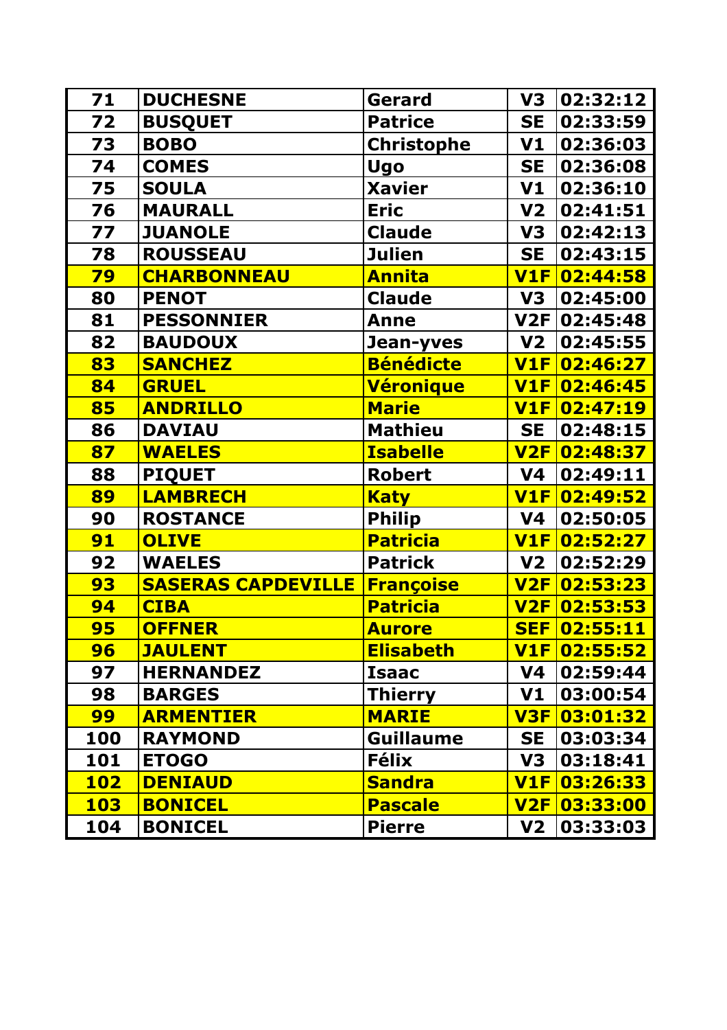| | | | | |
|---|---|---|---|---|
| 71 | DUCHESNE | Gerard | V3 | 02:32:12 |
| 72 | BUSQUET | Patrice | SE | 02:33:59 |
| 73 | BOBO | Christophe | V1 | 02:36:03 |
| 74 | COMES | Ugo | SE | 02:36:08 |
| 75 | SOULA | Xavier | V1 | 02:36:10 |
| 76 | MAURALL | Eric | V2 | 02:41:51 |
| 77 | JUANOLE | Claude | V3 | 02:42:13 |
| 78 | ROUSSEAU | Julien | SE | 02:43:15 |
| 79 | CHARBONNEAU | Annita | V1F | 02:44:58 |
| 80 | PENOT | Claude | V3 | 02:45:00 |
| 81 | PESSONNIER | Anne | V2F | 02:45:48 |
| 82 | BAUDOUX | Jean-yves | V2 | 02:45:55 |
| 83 | SANCHEZ | Bénédicte | V1F | 02:46:27 |
| 84 | GRUEL | Véronique | V1F | 02:46:45 |
| 85 | ANDRILLO | Marie | V1F | 02:47:19 |
| 86 | DAVIAU | Mathieu | SE | 02:48:15 |
| 87 | WAELES | Isabelle | V2F | 02:48:37 |
| 88 | PIQUET | Robert | V4 | 02:49:11 |
| 89 | LAMBRECH | Katy | V1F | 02:49:52 |
| 90 | ROSTANCE | Philip | V4 | 02:50:05 |
| 91 | OLIVE | Patricia | V1F | 02:52:27 |
| 92 | WAELES | Patrick | V2 | 02:52:29 |
| 93 | SASERAS CAPDEVILLE | Françoise | V2F | 02:53:23 |
| 94 | CIBA | Patricia | V2F | 02:53:53 |
| 95 | OFFNER | Aurore | SEF | 02:55:11 |
| 96 | JAULENT | Elisabeth | V1F | 02:55:52 |
| 97 | HERNANDEZ | Isaac | V4 | 02:59:44 |
| 98 | BARGES | Thierry | V1 | 03:00:54 |
| 99 | ARMENTIER | MARIE | V3F | 03:01:32 |
| 100 | RAYMOND | Guillaume | SE | 03:03:34 |
| 101 | ETOGO | Félix | V3 | 03:18:41 |
| 102 | DENIAUD | Sandra | V1F | 03:26:33 |
| 103 | BONICEL | Pascale | V2F | 03:33:00 |
| 104 | BONICEL | Pierre | V2 | 03:33:03 |